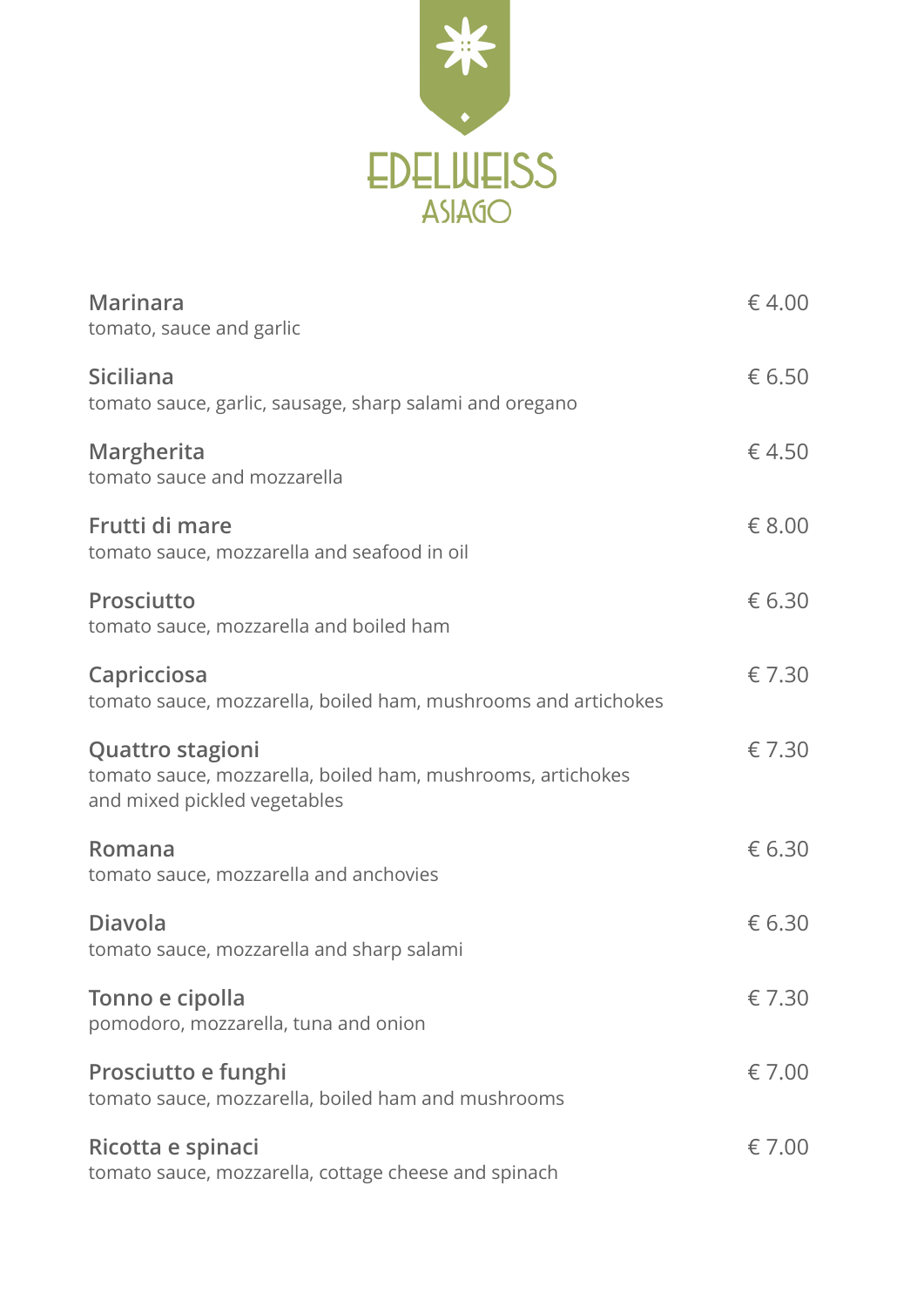# EDELWEISS
## ASIAGO

**Marinara** — € 4.00
tomato, sauce and garlic

**Siciliana** — € 6.50
tomato sauce, garlic, sausage, sharp salami and oregano

**Margherita** — € 4.50
tomato sauce and mozzarella

**Frutti di mare** — € 8.00
tomato sauce, mozzarella and seafood in oil

**Prosciutto** — € 6.30
tomato sauce, mozzarella and boiled ham

**Capricciosa** — € 7.30
tomato sauce, mozzarella, boiled ham, mushrooms and artichokes

**Quattro stagioni** — € 7.30
tomato sauce, mozzarella, boiled ham, mushrooms, artichokes and mixed pickled vegetables

**Romana** — € 6.30
tomato sauce, mozzarella and anchovies

**Diavola** — € 6.30
tomato sauce, mozzarella and sharp salami

**Tonno e cipolla** — € 7.30
pomodoro, mozzarella, tuna and onion

**Prosciutto e funghi** — € 7.00
tomato sauce, mozzarella, boiled ham and mushrooms

**Ricotta e spinaci** — € 7.00
tomato sauce, mozzarella, cottage cheese and spinach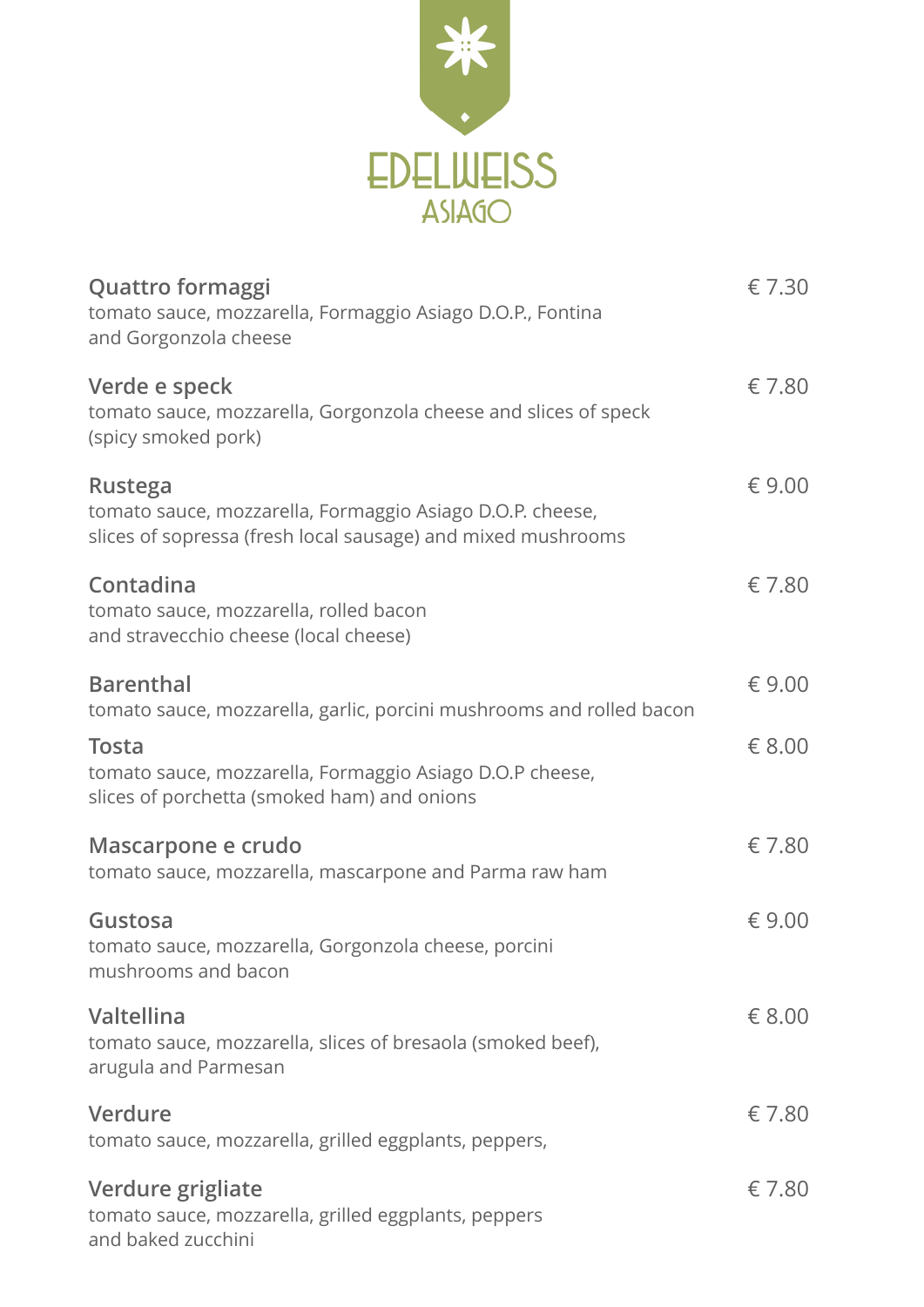# EDELWEISS ASIAGO

**Quattro formaggi** — € 7.30
tomato sauce, mozzarella, Formaggio Asiago D.O.P., Fontina and Gorgonzola cheese

**Verde e speck** — € 7.80
tomato sauce, mozzarella, Gorgonzola cheese and slices of speck (spicy smoked pork)

**Rustega** — € 9.00
tomato sauce, mozzarella, Formaggio Asiago D.O.P. cheese, slices of sopressa (fresh local sausage) and mixed mushrooms

**Contadina** — € 7.80
tomato sauce, mozzarella, rolled bacon and stravecchio cheese (local cheese)

**Barenthal** — € 9.00
tomato sauce, mozzarella, garlic, porcini mushrooms and rolled bacon

**Tosta** — € 8.00
tomato sauce, mozzarella, Formaggio Asiago D.O.P cheese, slices of porchetta (smoked ham) and onions

**Mascarpone e crudo** — € 7.80
tomato sauce, mozzarella, mascarpone and Parma raw ham

**Gustosa** — € 9.00
tomato sauce, mozzarella, Gorgonzola cheese, porcini mushrooms and bacon

**Valtellina** — € 8.00
tomato sauce, mozzarella, slices of bresaola (smoked beef), arugula and Parmesan

**Verdure** — € 7.80
tomato sauce, mozzarella, grilled eggplants, peppers,

**Verdure grigliate** — € 7.80
tomato sauce, mozzarella, grilled eggplants, peppers and baked zucchini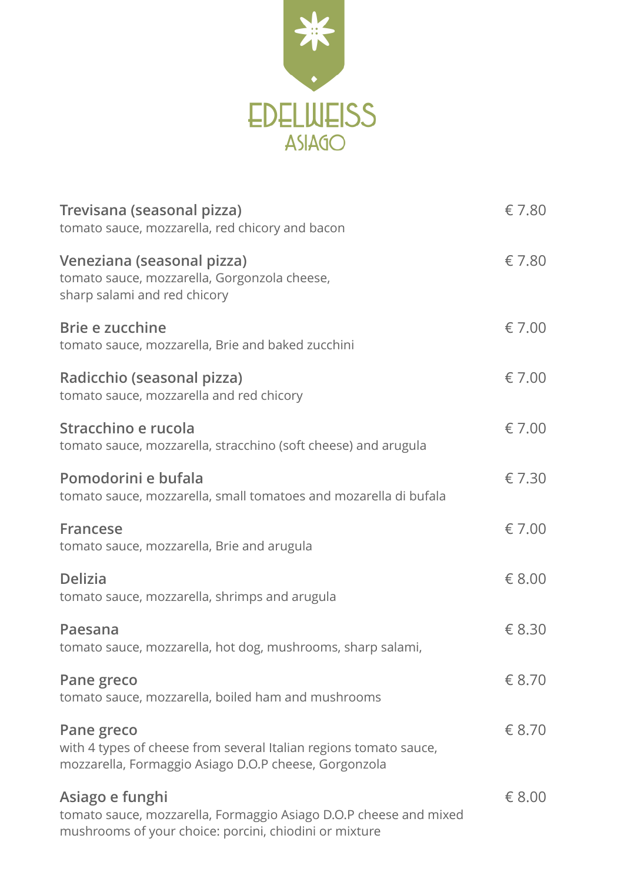# EDELWEISS
## ASIAGO

**Trevisana (seasonal pizza)** — € 7.80
tomato sauce, mozzarella, red chicory and bacon

**Veneziana (seasonal pizza)** — € 7.80
tomato sauce, mozzarella, Gorgonzola cheese,
sharp salami and red chicory

**Brie e zucchine** — € 7.00
tomato sauce, mozzarella, Brie and baked zucchini

**Radicchio (seasonal pizza)** — € 7.00
tomato sauce, mozzarella and red chicory

**Stracchino e rucola** — € 7.00
tomato sauce, mozzarella, stracchino (soft cheese) and arugula

**Pomodorini e bufala** — € 7.30
tomato sauce, mozzarella, small tomatoes and mozarella di bufala

**Francese** — € 7.00
tomato sauce, mozzarella, Brie and arugula

**Delizia** — € 8.00
tomato sauce, mozzarella, shrimps and arugula

**Paesana** — € 8.30
tomato sauce, mozzarella, hot dog, mushrooms, sharp salami,

**Pane greco** — € 8.70
tomato sauce, mozzarella, boiled ham and mushrooms

**Pane greco** — € 8.70
with 4 types of cheese from several Italian regions tomato sauce,
mozzarella, Formaggio Asiago D.O.P cheese, Gorgonzola

**Asiago e funghi** — € 8.00
tomato sauce, mozzarella, Formaggio Asiago D.O.P cheese and mixed
mushrooms of your choice: porcini, chiodini or mixture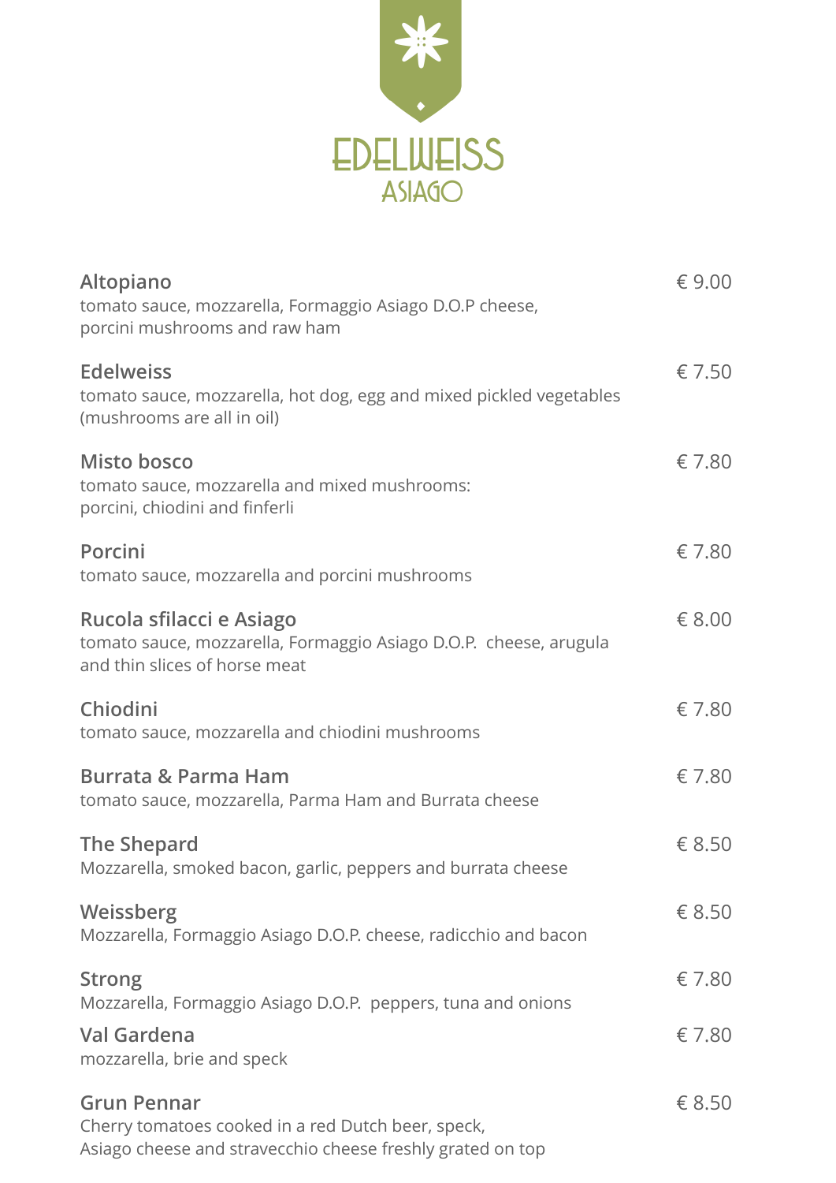# EDELWEISS
## ASIAGO

**Altopiano** — € 9.00
tomato sauce, mozzarella, Formaggio Asiago D.O.P cheese, porcini mushrooms and raw ham

**Edelweiss** — € 7.50
tomato sauce, mozzarella, hot dog, egg and mixed pickled vegetables (mushrooms are all in oil)

**Misto bosco** — € 7.80
tomato sauce, mozzarella and mixed mushrooms: porcini, chiodini and finferli

**Porcini** — € 7.80
tomato sauce, mozzarella and porcini mushrooms

**Rucola sfilacci e Asiago** — € 8.00
tomato sauce, mozzarella, Formaggio Asiago D.O.P. cheese, arugula and thin slices of horse meat

**Chiodini** — € 7.80
tomato sauce, mozzarella and chiodini mushrooms

**Burrata & Parma Ham** — € 7.80
tomato sauce, mozzarella, Parma Ham and Burrata cheese

**The Shepard** — € 8.50
Mozzarella, smoked bacon, garlic, peppers and burrata cheese

**Weissberg** — € 8.50
Mozzarella, Formaggio Asiago D.O.P. cheese, radicchio and bacon

**Strong** — € 7.80
Mozzarella, Formaggio Asiago D.O.P. peppers, tuna and onions

**Val Gardena** — € 7.80
mozzarella, brie and speck

**Grun Pennar** — € 8.50
Cherry tomatoes cooked in a red Dutch beer, speck, Asiago cheese and stravecchio cheese freshly grated on top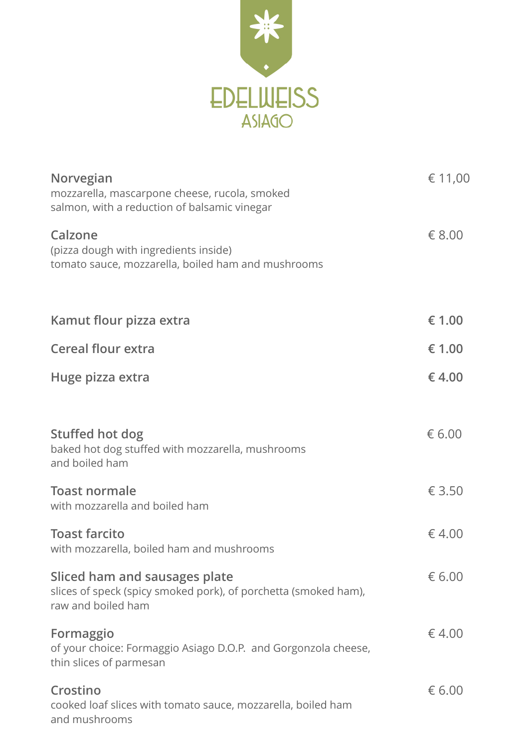# EDELWEISS
## ASIAGO

**Norvegian** — € 11,00
mozzarella, mascarpone cheese, rucola, smoked salmon, with a reduction of balsamic vinegar

**Calzone** — € 8.00
(pizza dough with ingredients inside)
tomato sauce, mozzarella, boiled ham and mushrooms

**Kamut flour pizza extra** — **€ 1.00**

**Cereal flour extra** — **€ 1.00**

**Huge pizza extra** — **€ 4.00**

**Stuffed hot dog** — € 6.00
baked hot dog stuffed with mozzarella, mushrooms and boiled ham

**Toast normale** — € 3.50
with mozzarella and boiled ham

**Toast farcito** — € 4.00
with mozzarella, boiled ham and mushrooms

**Sliced ham and sausages plate** — € 6.00
slices of speck (spicy smoked pork), of porchetta (smoked ham), raw and boiled ham

**Formaggio** — € 4.00
of your choice: Formaggio Asiago D.O.P. and Gorgonzola cheese, thin slices of parmesan

**Crostino** — € 6.00
cooked loaf slices with tomato sauce, mozzarella, boiled ham and mushrooms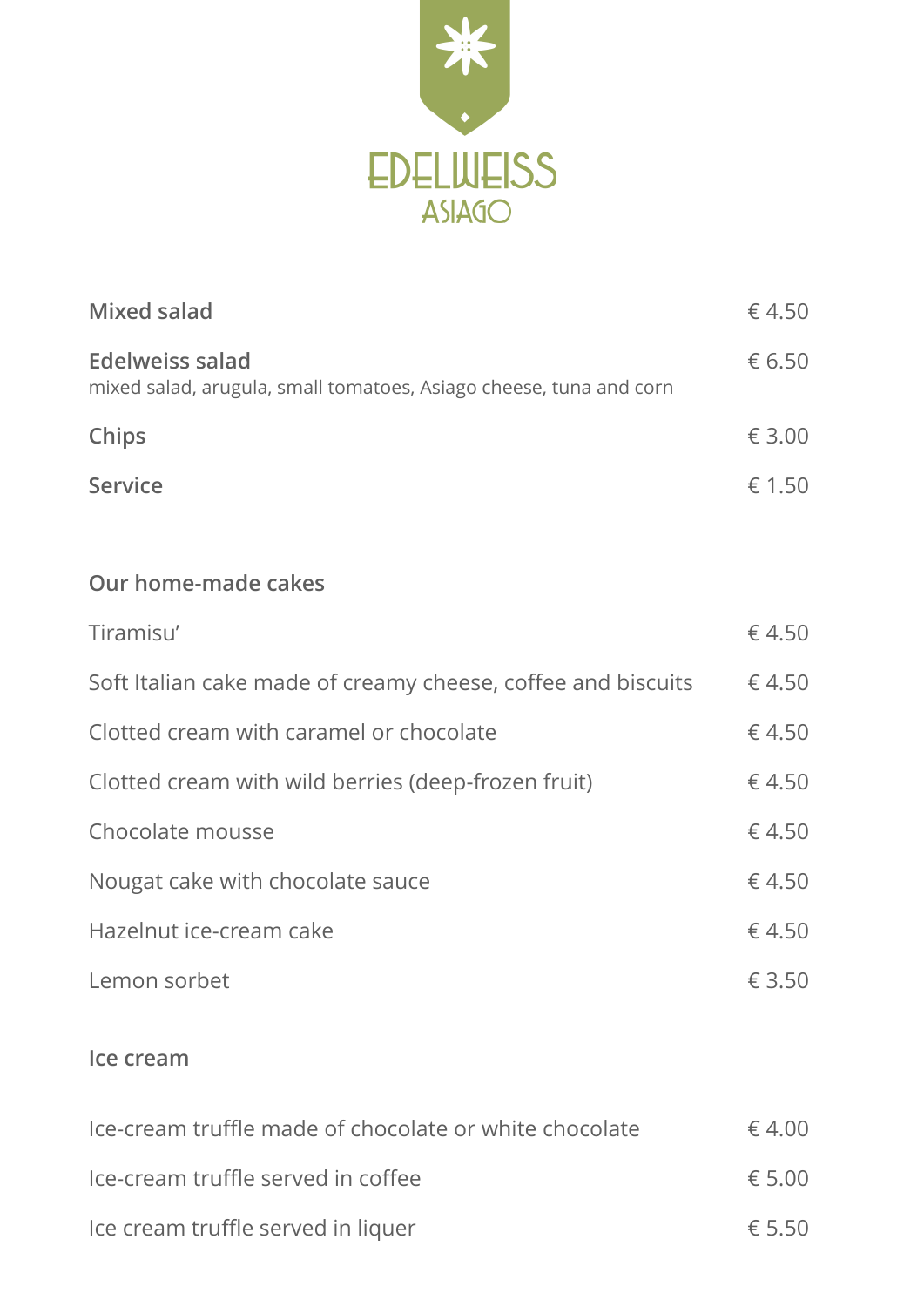# EDELWEISS

ASIAGO

| | |
|---|---|
| **Mixed salad** | € 4.50 |
| **Edelweiss salad**<br>mixed salad, arugula, small tomatoes, Asiago cheese, tuna and corn | € 6.50 |
| **Chips** | € 3.00 |
| **Service** | € 1.50 |

## Our home-made cakes

| | |
|---|---|
| Tiramisu' | € 4.50 |
| Soft Italian cake made of creamy cheese, coffee and biscuits | € 4.50 |
| Clotted cream with caramel or chocolate | € 4.50 |
| Clotted cream with wild berries (deep-frozen fruit) | € 4.50 |
| Chocolate mousse | € 4.50 |
| Nougat cake with chocolate sauce | € 4.50 |
| Hazelnut ice-cream cake | € 4.50 |
| Lemon sorbet | € 3.50 |

## Ice cream

| | |
|---|---|
| Ice-cream truffle made of chocolate or white chocolate | € 4.00 |
| Ice-cream truffle served in coffee | € 5.00 |
| Ice cream truffle served in liquer | € 5.50 |